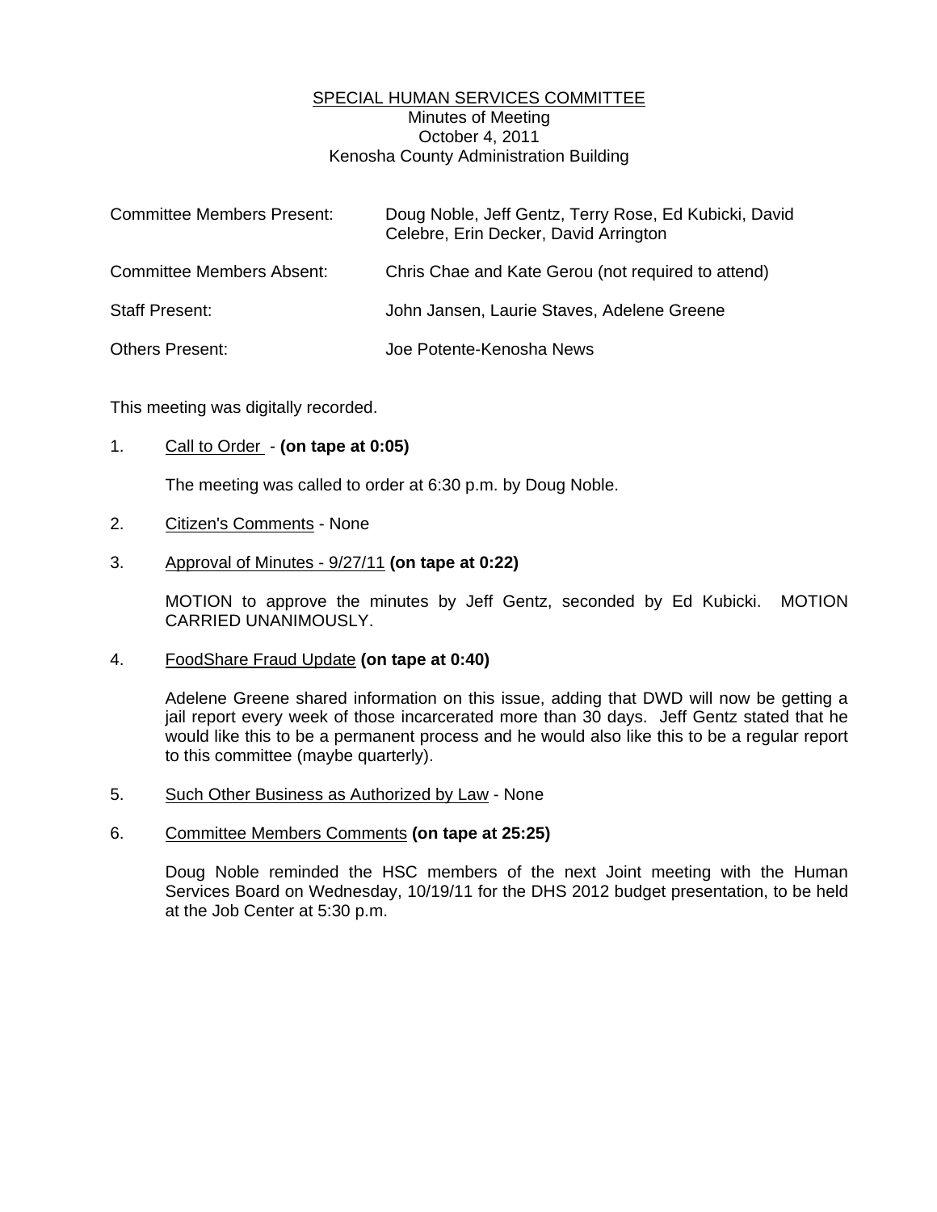# SPECIAL HUMAN SERVICES COMMITTEE

Minutes of Meeting
October 4, 2011
Kenosha County Administration Building

| | |
|---|---|
| Committee Members Present: | Doug Noble, Jeff Gentz, Terry Rose, Ed Kubicki, David Celebre, Erin Decker, David Arrington |
| Committee Members Absent: | Chris Chae and Kate Gerou (not required to attend) |
| Staff Present: | John Jansen, Laurie Staves, Adelene Greene |
| Others Present: | Joe Potente-Kenosha News |

This meeting was digitally recorded.

1. Call to Order - **(on tape at 0:05)**

   The meeting was called to order at 6:30 p.m. by Doug Noble.

2. Citizen's Comments - None

3. Approval of Minutes - 9/27/11 **(on tape at 0:22)**

   MOTION to approve the minutes by Jeff Gentz, seconded by Ed Kubicki. MOTION CARRIED UNANIMOUSLY.

4. FoodShare Fraud Update **(on tape at 0:40)**

   Adelene Greene shared information on this issue, adding that DWD will now be getting a jail report every week of those incarcerated more than 30 days. Jeff Gentz stated that he would like this to be a permanent process and he would also like this to be a regular report to this committee (maybe quarterly).

5. Such Other Business as Authorized by Law - None

6. Committee Members Comments **(on tape at 25:25)**

   Doug Noble reminded the HSC members of the next Joint meeting with the Human Services Board on Wednesday, 10/19/11 for the DHS 2012 budget presentation, to be held at the Job Center at 5:30 p.m.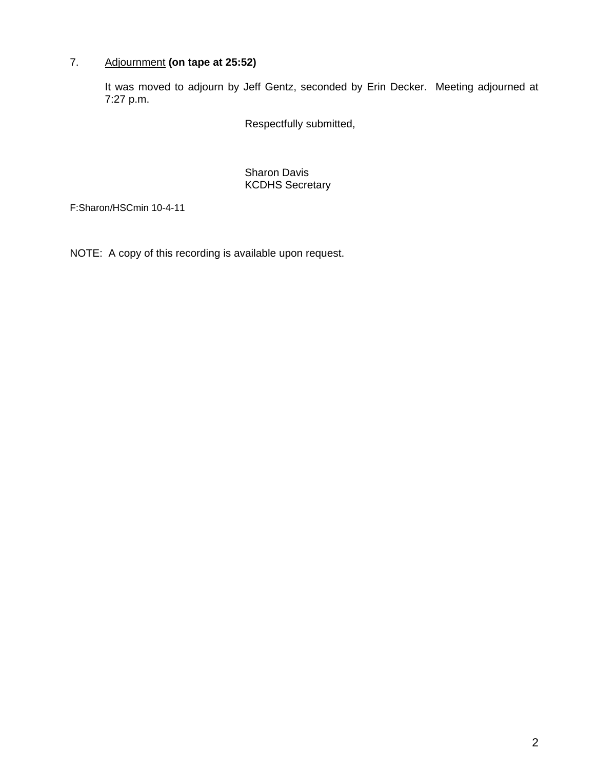7. <u>Adjournment</u> **(on tape at 25:52)**

It was moved to adjourn by Jeff Gentz, seconded by Erin Decker. Meeting adjourned at 7:27 p.m.

Respectfully submitted,

Sharon Davis
KCDHS Secretary

F:Sharon/HSCmin 10-4-11

NOTE: A copy of this recording is available upon request.